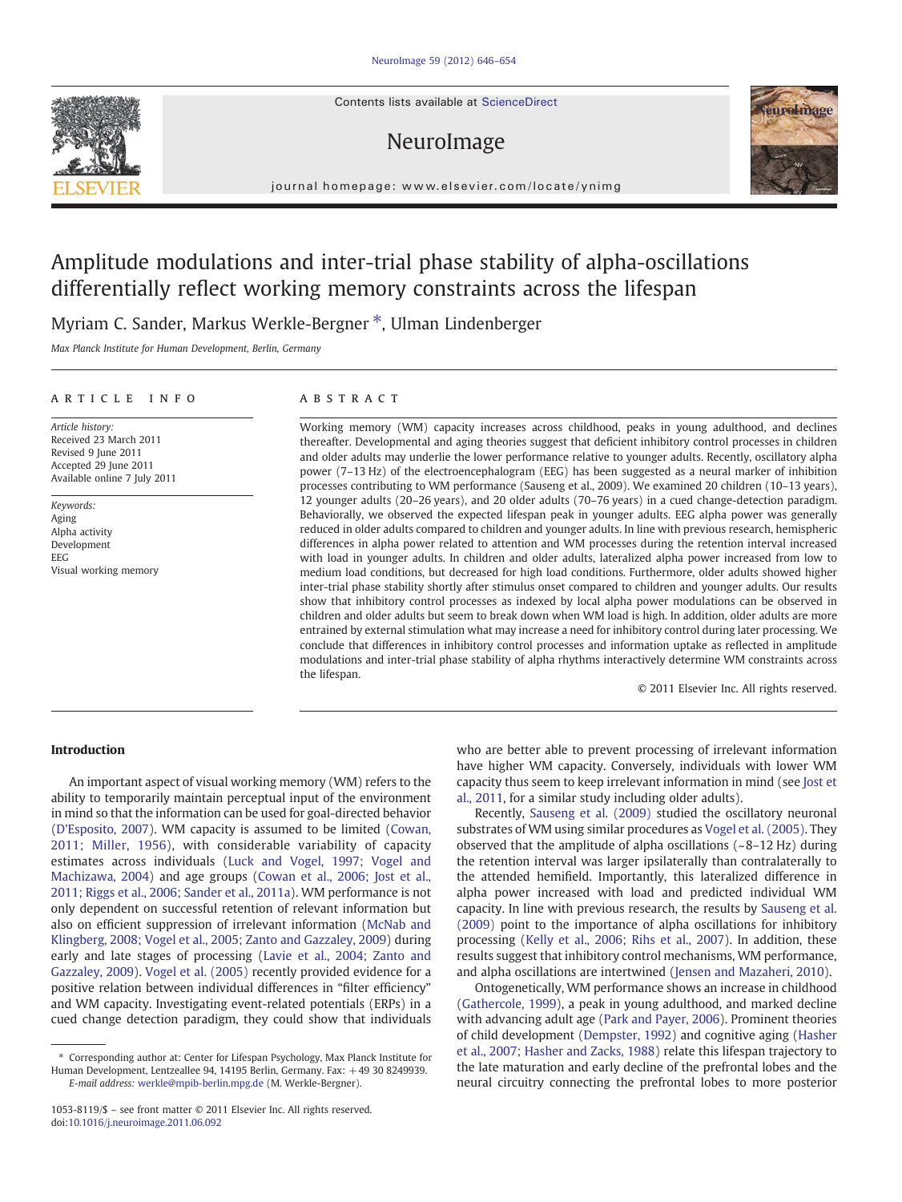# Amplitude modulations and inter-trial phase stability of alpha-oscillations differentially reflect working memory constraints across the lifespan

Myriam C. Sander, Markus Werkle-Bergner *, Ulman Lindenberger

*Max Planck Institute for Human Development, Berlin, Germany*

## ARTICLE INFO

*Article history:*
Received 23 March 2011
Revised 9 June 2011
Accepted 29 June 2011
Available online 7 July 2011

*Keywords:*
Aging
Alpha activity
Development
EEG
Visual working memory

## ABSTRACT

Working memory (WM) capacity increases across childhood, peaks in young adulthood, and declines thereafter. Developmental and aging theories suggest that deficient inhibitory control processes in children and older adults may underlie the lower performance relative to younger adults. Recently, oscillatory alpha power (7–13 Hz) of the electroencephalogram (EEG) has been suggested as a neural marker of inhibition processes contributing to WM performance (Sauseng et al., 2009). We examined 20 children (10–13 years), 12 younger adults (20–26 years), and 20 older adults (70–76 years) in a cued change-detection paradigm. Behaviorally, we observed the expected lifespan peak in younger adults. EEG alpha power was generally reduced in older adults compared to children and younger adults. In line with previous research, hemispheric differences in alpha power related to attention and WM processes during the retention interval increased with load in younger adults. In children and older adults, lateralized alpha power increased from low to medium load conditions, but decreased for high load conditions. Furthermore, older adults showed higher inter-trial phase stability shortly after stimulus onset compared to children and younger adults. Our results show that inhibitory control processes as indexed by local alpha power modulations can be observed in children and older adults but seem to break down when WM load is high. In addition, older adults are more entrained by external stimulation what may increase a need for inhibitory control during later processing. We conclude that differences in inhibitory control processes and information uptake as reflected in amplitude modulations and inter-trial phase stability of alpha rhythms interactively determine WM constraints across the lifespan.

© 2011 Elsevier Inc. All rights reserved.

## Introduction

An important aspect of visual working memory (WM) refers to the ability to temporarily maintain perceptual input of the environment in mind so that the information can be used for goal-directed behavior (D'Esposito, 2007). WM capacity is assumed to be limited (Cowan, 2011; Miller, 1956), with considerable variability of capacity estimates across individuals (Luck and Vogel, 1997; Vogel and Machizawa, 2004) and age groups (Cowan et al., 2006; Jost et al., 2011; Riggs et al., 2006; Sander et al., 2011a). WM performance is not only dependent on successful retention of relevant information but also on efficient suppression of irrelevant information (McNab and Klingberg, 2008; Vogel et al., 2005; Zanto and Gazzaley, 2009) during early and late stages of processing (Lavie et al., 2004; Zanto and Gazzaley, 2009). Vogel et al. (2005) recently provided evidence for a positive relation between individual differences in "filter efficiency" and WM capacity. Investigating event-related potentials (ERPs) in a cued change detection paradigm, they could show that individuals who are better able to prevent processing of irrelevant information have higher WM capacity. Conversely, individuals with lower WM capacity thus seem to keep irrelevant information in mind (see Jost et al., 2011, for a similar study including older adults).

Recently, Sauseng et al. (2009) studied the oscillatory neuronal substrates of WM using similar procedures as Vogel et al. (2005). They observed that the amplitude of alpha oscillations (~8–12 Hz) during the retention interval was larger ipsilaterally than contralaterally to the attended hemifield. Importantly, this lateralized difference in alpha power increased with load and predicted individual WM capacity. In line with previous research, the results by Sauseng et al. (2009) point to the importance of alpha oscillations for inhibitory processing (Kelly et al., 2006; Rihs et al., 2007). In addition, these results suggest that inhibitory control mechanisms, WM performance, and alpha oscillations are intertwined (Jensen and Mazaheri, 2010).

Ontogenetically, WM performance shows an increase in childhood (Gathercole, 1999), a peak in young adulthood, and marked decline with advancing adult age (Park and Payer, 2006). Prominent theories of child development (Dempster, 1992) and cognitive aging (Hasher et al., 2007; Hasher and Zacks, 1988) relate this lifespan trajectory to the late maturation and early decline of the prefrontal lobes and the neural circuitry connecting the prefrontal lobes to more posterior

\* Corresponding author at: Center for Lifespan Psychology, Max Planck Institute for Human Development, Lentzeallee 94, 14195 Berlin, Germany. Fax: +49 30 8249939.
*E-mail address:* werkle@mpib-berlin.mpg.de (M. Werkle-Bergner).

1053-8119/$ – see front matter © 2011 Elsevier Inc. All rights reserved.
doi:10.1016/j.neuroimage.2011.06.092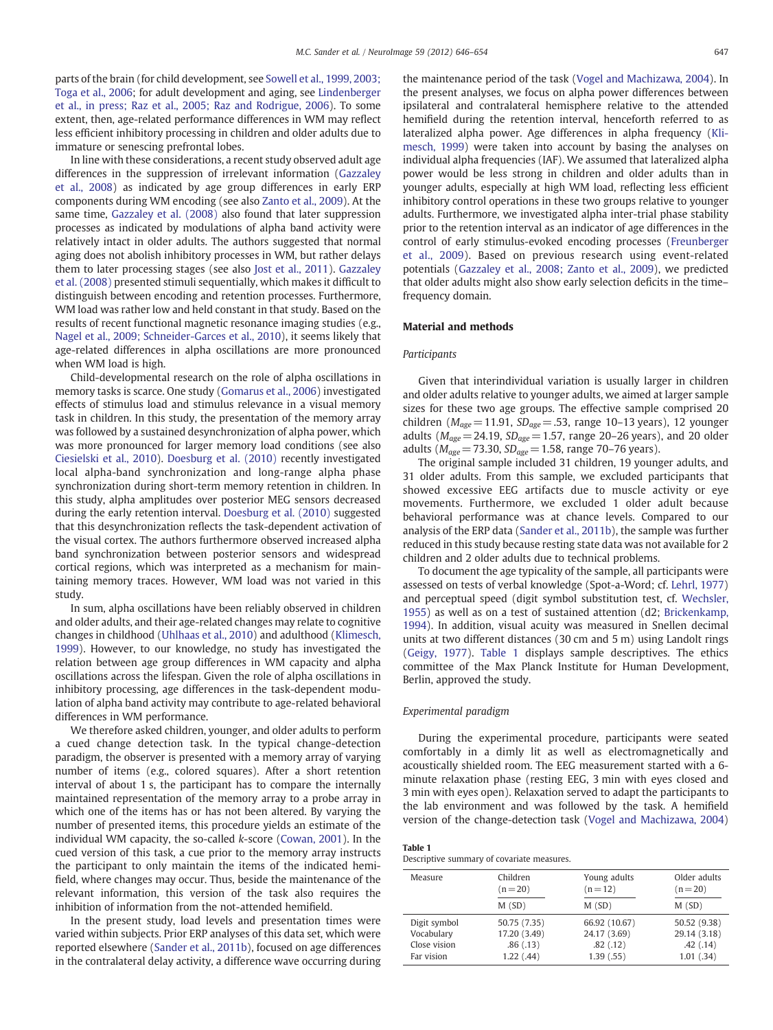parts of the brain (for child development, see Sowell et al., 1999, 2003; Toga et al., 2006; for adult development and aging, see Lindenberger et al., in press; Raz et al., 2005; Raz and Rodrigue, 2006). To some extent, then, age-related performance differences in WM may reflect less efficient inhibitory processing in children and older adults due to immature or senescing prefrontal lobes.

In line with these considerations, a recent study observed adult age differences in the suppression of irrelevant information (Gazzaley et al., 2008) as indicated by age group differences in early ERP components during WM encoding (see also Zanto et al., 2009). At the same time, Gazzaley et al. (2008) also found that later suppression processes as indicated by modulations of alpha band activity were relatively intact in older adults. The authors suggested that normal aging does not abolish inhibitory processes in WM, but rather delays them to later processing stages (see also Jost et al., 2011). Gazzaley et al. (2008) presented stimuli sequentially, which makes it difficult to distinguish between encoding and retention processes. Furthermore, WM load was rather low and held constant in that study. Based on the results of recent functional magnetic resonance imaging studies (e.g., Nagel et al., 2009; Schneider-Garces et al., 2010), it seems likely that age-related differences in alpha oscillations are more pronounced when WM load is high.

Child-developmental research on the role of alpha oscillations in memory tasks is scarce. One study (Gomarus et al., 2006) investigated effects of stimulus load and stimulus relevance in a visual memory task in children. In this study, the presentation of the memory array was followed by a sustained desynchronization of alpha power, which was more pronounced for larger memory load conditions (see also Ciesielski et al., 2010). Doesburg et al. (2010) recently investigated local alpha-band synchronization and long-range alpha phase synchronization during short-term memory retention in children. In this study, alpha amplitudes over posterior MEG sensors decreased during the early retention interval. Doesburg et al. (2010) suggested that this desynchronization reflects the task-dependent activation of the visual cortex. The authors furthermore observed increased alpha band synchronization between posterior sensors and widespread cortical regions, which was interpreted as a mechanism for maintaining memory traces. However, WM load was not varied in this study.

In sum, alpha oscillations have been reliably observed in children and older adults, and their age-related changes may relate to cognitive changes in childhood (Uhlhaas et al., 2010) and adulthood (Klimesch, 1999). However, to our knowledge, no study has investigated the relation between age group differences in WM capacity and alpha oscillations across the lifespan. Given the role of alpha oscillations in inhibitory processing, age differences in the task-dependent modulation of alpha band activity may contribute to age-related behavioral differences in WM performance.

We therefore asked children, younger, and older adults to perform a cued change detection task. In the typical change-detection paradigm, the observer is presented with a memory array of varying number of items (e.g., colored squares). After a short retention interval of about 1 s, the participant has to compare the internally maintained representation of the memory array to a probe array in which one of the items has or has not been altered. By varying the number of presented items, this procedure yields an estimate of the individual WM capacity, the so-called *k*-score (Cowan, 2001). In the cued version of this task, a cue prior to the memory array instructs the participant to only maintain the items of the indicated hemifield, where changes may occur. Thus, beside the maintenance of the relevant information, this version of the task also requires the inhibition of information from the not-attended hemifield.

In the present study, load levels and presentation times were varied within subjects. Prior ERP analyses of this data set, which were reported elsewhere (Sander et al., 2011b), focused on age differences in the contralateral delay activity, a difference wave occurring during the maintenance period of the task (Vogel and Machizawa, 2004). In the present analyses, we focus on alpha power differences between ipsilateral and contralateral hemisphere relative to the attended hemifield during the retention interval, henceforth referred to as lateralized alpha power. Age differences in alpha frequency (Klimesch, 1999) were taken into account by basing the analyses on individual alpha frequencies (IAF). We assumed that lateralized alpha power would be less strong in children and older adults than in younger adults, especially at high WM load, reflecting less efficient inhibitory control operations in these two groups relative to younger adults. Furthermore, we investigated alpha inter-trial phase stability prior to the retention interval as an indicator of age differences in the control of early stimulus-evoked encoding processes (Freunberger et al., 2009). Based on previous research using event-related potentials (Gazzaley et al., 2008; Zanto et al., 2009), we predicted that older adults might also show early selection deficits in the time–frequency domain.

## Material and methods

### Participants

Given that interindividual variation is usually larger in children and older adults relative to younger adults, we aimed at larger sample sizes for these two age groups. The effective sample comprised 20 children ($M_{age}=11.91$, $SD_{age}=.53$, range 10–13 years), 12 younger adults ($M_{age}=24.19$, $SD_{age}=1.57$, range 20–26 years), and 20 older adults ($M_{age}=73.30$, $SD_{age}=1.58$, range 70–76 years).

The original sample included 31 children, 19 younger adults, and 31 older adults. From this sample, we excluded participants that showed excessive EEG artifacts due to muscle activity or eye movements. Furthermore, we excluded 1 older adult because behavioral performance was at chance levels. Compared to our analysis of the ERP data (Sander et al., 2011b), the sample was further reduced in this study because resting state data was not available for 2 children and 2 older adults due to technical problems.

To document the age typicality of the sample, all participants were assessed on tests of verbal knowledge (Spot-a-Word; cf. Lehrl, 1977) and perceptual speed (digit symbol substitution test, cf. Wechsler, 1955) as well as on a test of sustained attention (d2; Brickenkamp, 1994). In addition, visual acuity was measured in Snellen decimal units at two different distances (30 cm and 5 m) using Landolt rings (Geigy, 1977). Table 1 displays sample descriptives. The ethics committee of the Max Planck Institute for Human Development, Berlin, approved the study.

### Experimental paradigm

During the experimental procedure, participants were seated comfortably in a dimly lit as well as electromagnetically and acoustically shielded room. The EEG measurement started with a 6-minute relaxation phase (resting EEG, 3 min with eyes closed and 3 min with eyes open). Relaxation served to adapt the participants to the lab environment and was followed by the task. A hemifield version of the change-detection task (Vogel and Machizawa, 2004)

**Table 1**
Descriptive summary of covariate measures.

| Measure | Children (n = 20) | Young adults (n = 12) | Older adults (n = 20) |
|---|---|---|---|
| | M (SD) | M (SD) | M (SD) |
| Digit symbol | 50.75 (7.35) | 66.92 (10.67) | 50.52 (9.38) |
| Vocabulary | 17.20 (3.49) | 24.17 (3.69) | 29.14 (3.18) |
| Close vision | .86 (.13) | .82 (.12) | .42 (.14) |
| Far vision | 1.22 (.44) | 1.39 (.55) | 1.01 (.34) |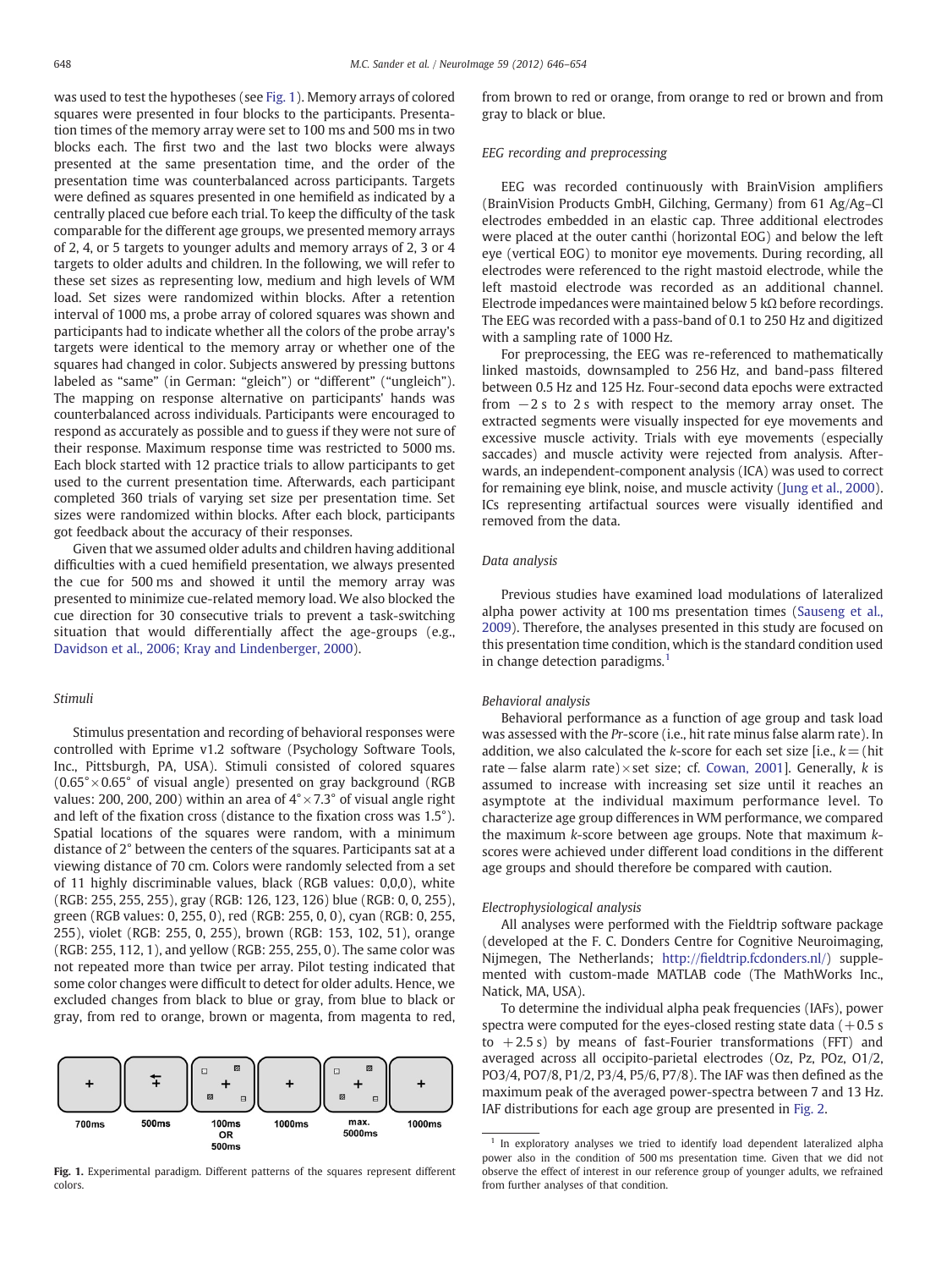was used to test the hypotheses (see Fig. 1). Memory arrays of colored squares were presented in four blocks to the participants. Presentation times of the memory array were set to 100 ms and 500 ms in two blocks each. The first two and the last two blocks were always presented at the same presentation time, and the order of the presentation time was counterbalanced across participants. Targets were defined as squares presented in one hemifield as indicated by a centrally placed cue before each trial. To keep the difficulty of the task comparable for the different age groups, we presented memory arrays of 2, 4, or 5 targets to younger adults and memory arrays of 2, 3 or 4 targets to older adults and children. In the following, we will refer to these set sizes as representing low, medium and high levels of WM load. Set sizes were randomized within blocks. After a retention interval of 1000 ms, a probe array of colored squares was shown and participants had to indicate whether all the colors of the probe array's targets were identical to the memory array or whether one of the squares had changed in color. Subjects answered by pressing buttons labeled as "same" (in German: "gleich") or "different" ("ungleich"). The mapping on response alternative on participants' hands was counterbalanced across individuals. Participants were encouraged to respond as accurately as possible and to guess if they were not sure of their response. Maximum response time was restricted to 5000 ms. Each block started with 12 practice trials to allow participants to get used to the current presentation time. Afterwards, each participant completed 360 trials of varying set size per presentation time. Set sizes were randomized within blocks. After each block, participants got feedback about the accuracy of their responses.

Given that we assumed older adults and children having additional difficulties with a cued hemifield presentation, we always presented the cue for 500 ms and showed it until the memory array was presented to minimize cue-related memory load. We also blocked the cue direction for 30 consecutive trials to prevent a task-switching situation that would differentially affect the age-groups (e.g., Davidson et al., 2006; Kray and Lindenberger, 2000).

### Stimuli

Stimulus presentation and recording of behavioral responses were controlled with Eprime v1.2 software (Psychology Software Tools, Inc., Pittsburgh, PA, USA). Stimuli consisted of colored squares ($0.65° \times 0.65°$ of visual angle) presented on gray background (RGB values: 200, 200, 200) within an area of $4° \times 7.3°$ of visual angle right and left of the fixation cross (distance to the fixation cross was 1.5°). Spatial locations of the squares were random, with a minimum distance of 2° between the centers of the squares. Participants sat at a viewing distance of 70 cm. Colors were randomly selected from a set of 11 highly discriminable values, black (RGB values: 0,0,0), white (RGB: 255, 255, 255), gray (RGB: 123, 123, 126) blue (RGB: 0, 0, 255), green (RGB values: 0, 255, 0), red (RGB: 255, 0, 0), cyan (RGB: 0, 255, 255), violet (RGB: 255, 0, 255), brown (RGB: 153, 102, 51), orange (RGB: 255, 112, 1), and yellow (RGB: 255, 255, 0). The same color was not repeated more than twice per array. Pilot testing indicated that some color changes were difficult to detect for older adults. Hence, we excluded changes from black to blue or gray, from blue to black or gray, from red to orange, brown or magenta, from magenta to red, from brown to red or orange, from orange to red or brown and from gray to black or blue.

700ms | 500ms | 100ms OR 500ms | 1000ms | max. 5000ms | 1000ms

**Fig. 1.** Experimental paradigm. Different patterns of the squares represent different colors.

### EEG recording and preprocessing

EEG was recorded continuously with BrainVision amplifiers (BrainVision Products GmbH, Gilching, Germany) from 61 Ag/Ag–Cl electrodes embedded in an elastic cap. Three additional electrodes were placed at the outer canthi (horizontal EOG) and below the left eye (vertical EOG) to monitor eye movements. During recording, all electrodes were referenced to the right mastoid electrode, while the left mastoid electrode was recorded as an additional channel. Electrode impedances were maintained below 5 kΩ before recordings. The EEG was recorded with a pass-band of 0.1 to 250 Hz and digitized with a sampling rate of 1000 Hz.

For preprocessing, the EEG was re-referenced to mathematically linked mastoids, downsampled to 256 Hz, and band-pass filtered between 0.5 Hz and 125 Hz. Four-second data epochs were extracted from $-2$ s to 2 s with respect to the memory array onset. The extracted segments were visually inspected for eye movements and excessive muscle activity. Trials with eye movements (especially saccades) and muscle activity were rejected from analysis. Afterwards, an independent-component analysis (ICA) was used to correct for remaining eye blink, noise, and muscle activity (Jung et al., 2000). ICs representing artifactual sources were visually identified and removed from the data.

### Data analysis

Previous studies have examined load modulations of lateralized alpha power activity at 100 ms presentation times (Sauseng et al., 2009). Therefore, the analyses presented in this study are focused on this presentation time condition, which is the standard condition used in change detection paradigms.[1]

#### Behavioral analysis

Behavioral performance as a function of age group and task load was assessed with the *Pr*-score (i.e., hit rate minus false alarm rate). In addition, we also calculated the *k*-score for each set size [i.e., $k = (\text{hit rate} - \text{false alarm rate}) \times \text{set size}$; cf. Cowan, 2001]. Generally, *k* is assumed to increase with increasing set size until it reaches an asymptote at the individual maximum performance level. To characterize age group differences in WM performance, we compared the maximum *k*-score between age groups. Note that maximum *k*-scores were achieved under different load conditions in the different age groups and should therefore be compared with caution.

#### Electrophysiological analysis

All analyses were performed with the Fieldtrip software package (developed at the F. C. Donders Centre for Cognitive Neuroimaging, Nijmegen, The Netherlands; http://fieldtrip.fcdonders.nl/) supplemented with custom-made MATLAB code (The MathWorks Inc., Natick, MA, USA).

To determine the individual alpha peak frequencies (IAFs), power spectra were computed for the eyes-closed resting state data (+0.5 s to +2.5 s) by means of fast-Fourier transformations (FFT) and averaged across all occipito-parietal electrodes (Oz, Pz, POz, O1/2, PO3/4, PO7/8, P1/2, P3/4, P5/6, P7/8). The IAF was then defined as the maximum peak of the averaged power-spectra between 7 and 13 Hz. IAF distributions for each age group are presented in Fig. 2.

[1] In exploratory analyses we tried to identify load dependent lateralized alpha power also in the condition of 500 ms presentation time. Given that we did not observe the effect of interest in our reference group of younger adults, we refrained from further analyses of that condition.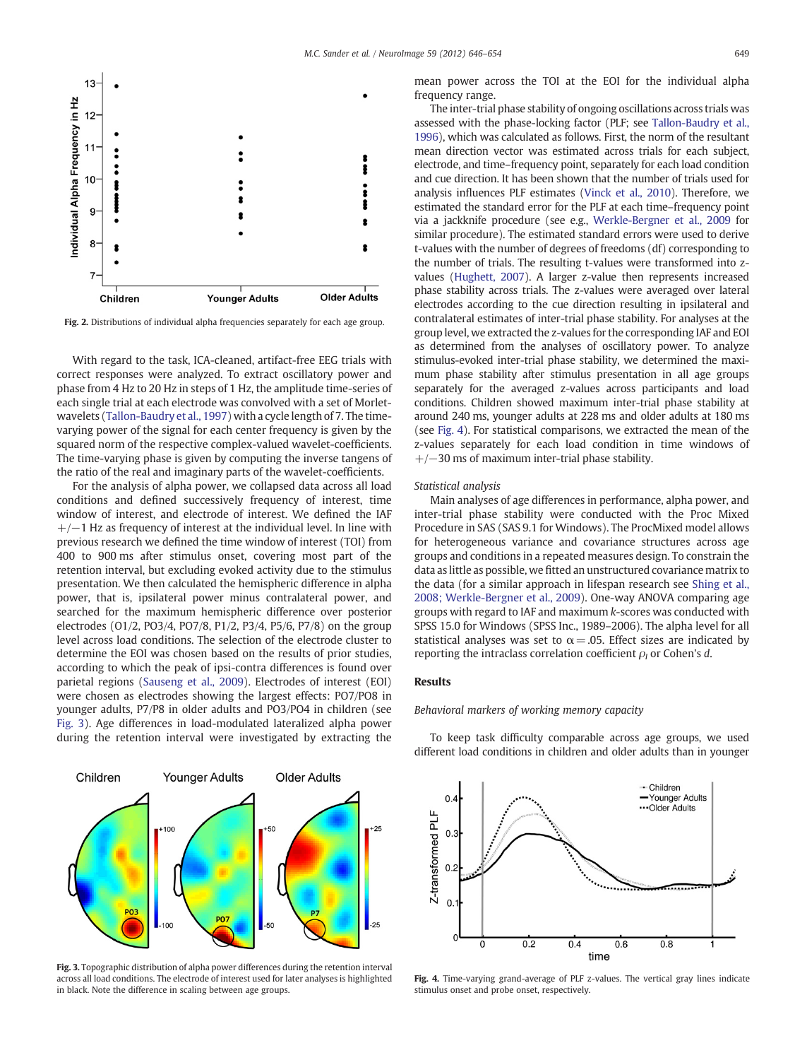Fig. 2. Distributions of individual alpha frequencies separately for each age group.

With regard to the task, ICA-cleaned, artifact-free EEG trials with correct responses were analyzed. To extract oscillatory power and phase from 4 Hz to 20 Hz in steps of 1 Hz, the amplitude time-series of each single trial at each electrode was convolved with a set of Morlet-wavelets (Tallon-Baudry et al., 1997) with a cycle length of 7. The time-varying power of the signal for each center frequency is given by the squared norm of the respective complex-valued wavelet-coefficients. The time-varying phase is given by computing the inverse tangens of the ratio of the real and imaginary parts of the wavelet-coefficients.

For the analysis of alpha power, we collapsed data across all load conditions and defined successively frequency of interest, time window of interest, and electrode of interest. We defined the IAF +/−1 Hz as frequency of interest at the individual level. In line with previous research we defined the time window of interest (TOI) from 400 to 900 ms after stimulus onset, covering most part of the retention interval, but excluding evoked activity due to the stimulus presentation. We then calculated the hemispheric difference in alpha power, that is, ipsilateral power minus contralateral power, and searched for the maximum hemispheric difference over posterior electrodes (O1/2, PO3/4, PO7/8, P1/2, P3/4, P5/6, P7/8) on the group level across load conditions. The selection of the electrode cluster to determine the EOI was chosen based on the results of prior studies, according to which the peak of ipsi-contra differences is found over parietal regions (Sauseng et al., 2009). Electrodes of interest (EOI) were chosen as electrodes showing the largest effects: PO7/PO8 in younger adults, P7/P8 in older adults and PO3/PO4 in children (see Fig. 3). Age differences in load-modulated lateralized alpha power during the retention interval were investigated by extracting the mean power across the TOI at the EOI for the individual alpha frequency range.

The inter-trial phase stability of ongoing oscillations across trials was assessed with the phase-locking factor (PLF; see Tallon-Baudry et al., 1996), which was calculated as follows. First, the norm of the resultant mean direction vector was estimated across trials for each subject, electrode, and time–frequency point, separately for each load condition and cue direction. It has been shown that the number of trials used for analysis influences PLF estimates (Vinck et al., 2010). Therefore, we estimated the standard error for the PLF at each time–frequency point via a jackknife procedure (see e.g., Werkle-Bergner et al., 2009 for similar procedure). The estimated standard errors were used to derive t-values with the number of degrees of freedoms (df) corresponding to the number of trials. The resulting t-values were transformed into z-values (Hughett, 2007). A larger z-value then represents increased phase stability across trials. The z-values were averaged over lateral electrodes according to the cue direction resulting in ipsilateral and contralateral estimates of inter-trial phase stability. For analyses at the group level, we extracted the z-values for the corresponding IAF and EOI as determined from the analyses of oscillatory power. To analyze stimulus-evoked inter-trial phase stability, we determined the maximum phase stability after stimulus presentation in all age groups separately for the averaged z-values across participants and load conditions. Children showed maximum inter-trial phase stability at around 240 ms, younger adults at 228 ms and older adults at 180 ms (see Fig. 4). For statistical comparisons, we extracted the mean of the z-values separately for each load condition in time windows of +/−30 ms of maximum inter-trial phase stability.

*Statistical analysis*

Main analyses of age differences in performance, alpha power, and inter-trial phase stability were conducted with the Proc Mixed Procedure in SAS (SAS 9.1 for Windows). The ProcMixed model allows for heterogeneous variance and covariance structures across age groups and conditions in a repeated measures design. To constrain the data as little as possible, we fitted an unstructured covariance matrix to the data (for a similar approach in lifespan research see Shing et al., 2008; Werkle-Bergner et al., 2009). One-way ANOVA comparing age groups with regard to IAF and maximum *k*-scores was conducted with SPSS 15.0 for Windows (SPSS Inc., 1989–2006). The alpha level for all statistical analyses was set to $\alpha = .05$. Effect sizes are indicated by reporting the intraclass correlation coefficient $\rho_I$ or Cohen's *d*.

## Results

*Behavioral markers of working memory capacity*

To keep task difficulty comparable across age groups, we used different load conditions in children and older adults than in younger

Fig. 3. Topographic distribution of alpha power differences during the retention interval across all load conditions. The electrode of interest used for later analyses is highlighted in black. Note the difference in scaling between age groups.

Fig. 4. Time-varying grand-average of PLF z-values. The vertical gray lines indicate stimulus onset and probe onset, respectively.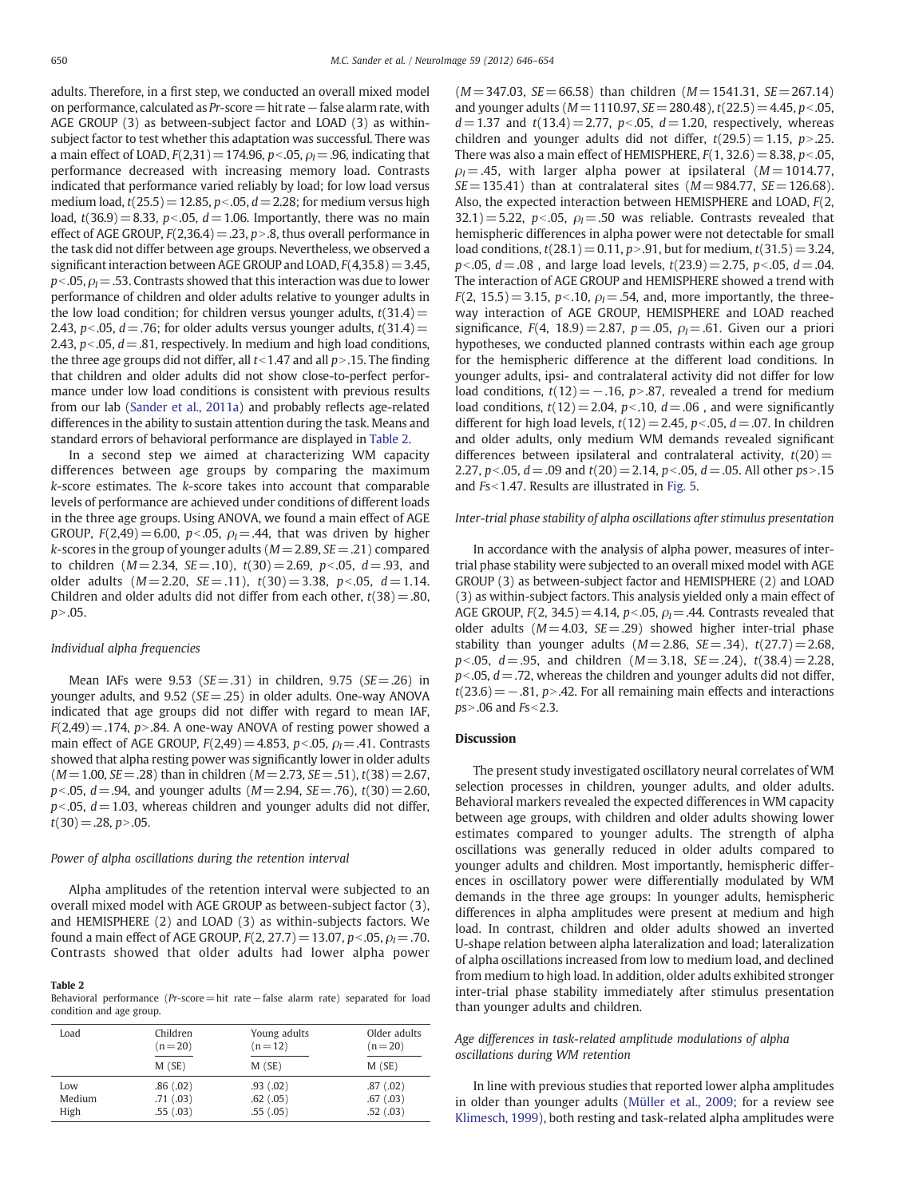adults. Therefore, in a first step, we conducted an overall mixed model on performance, calculated as *Pr*-score = hit rate − false alarm rate, with AGE GROUP (3) as between-subject factor and LOAD (3) as within-subject factor to test whether this adaptation was successful. There was a main effect of LOAD, $F(2,31)=174.96$, $p<.05$, $\rho_I=.96$, indicating that performance decreased with increasing memory load. Contrasts indicated that performance varied reliably by load; for low load versus medium load, $t(25.5)=12.85$, $p<.05$, $d=2.28$; for medium versus high load, $t(36.9)=8.33$, $p<.05$, $d=1.06$. Importantly, there was no main effect of AGE GROUP, $F(2,36.4)=.23$, $p>.8$, thus overall performance in the task did not differ between age groups. Nevertheless, we observed a significant interaction between AGE GROUP and LOAD, $F(4,35.8)=3.45$, $p<.05$, $\rho_I=.53$. Contrasts showed that this interaction was due to lower performance of children and older adults relative to younger adults in the low load condition; for children versus younger adults, $t(31.4)=2.43$, $p<.05$, $d=.76$; for older adults versus younger adults, $t(31.4)=2.43$, $p<.05$, $d=.81$, respectively. In medium and high load conditions, the three age groups did not differ, all $t<1.47$ and all $p>.15$. The finding that children and older adults did not show close-to-perfect performance under low load conditions is consistent with previous results from our lab (Sander et al., 2011a) and probably reflects age-related differences in the ability to sustain attention during the task. Means and standard errors of behavioral performance are displayed in Table 2.

In a second step we aimed at characterizing WM capacity differences between age groups by comparing the maximum *k*-score estimates. The *k*-score takes into account that comparable levels of performance are achieved under conditions of different loads in the three age groups. Using ANOVA, we found a main effect of AGE GROUP, $F(2,49)=6.00$, $p<.05$, $\rho_I=.44$, that was driven by higher *k*-scores in the group of younger adults ($M=2.89$, $SE=.21$) compared to children ($M=2.34$, $SE=.10$), $t(30)=2.69$, $p<.05$, $d=.93$, and older adults ($M=2.20$, $SE=.11$), $t(30)=3.38$, $p<.05$, $d=1.14$. Children and older adults did not differ from each other, $t(38)=.80$, $p>.05$.

### Individual alpha frequencies

Mean IAFs were 9.53 ($SE=.31$) in children, 9.75 ($SE=.26$) in younger adults, and 9.52 ($SE=.25$) in older adults. One-way ANOVA indicated that age groups did not differ with regard to mean IAF, $F(2,49)=.174$, $p>.84$. A one-way ANOVA of resting power showed a main effect of AGE GROUP, $F(2,49)=4.853$, $p<.05$, $\rho_I=.41$. Contrasts showed that alpha resting power was significantly lower in older adults ($M=1.00$, $SE=.28$) than in children ($M=2.73$, $SE=.51$), $t(38)=2.67$, $p<.05$, $d=.94$, and younger adults ($M=2.94$, $SE=.76$), $t(30)=2.60$, $p<.05$, $d=1.03$, whereas children and younger adults did not differ, $t(30)=.28$, $p>.05$.

### Power of alpha oscillations during the retention interval

Alpha amplitudes of the retention interval were subjected to an overall mixed model with AGE GROUP as between-subject factor (3), and HEMISPHERE (2) and LOAD (3) as within-subjects factors. We found a main effect of AGE GROUP, $F(2, 27.7)=13.07$, $p<.05$, $\rho_I=.70$. Contrasts showed that older adults had lower alpha power ($M=347.03$, $SE=66.58$) than children ($M=1541.31$, $SE=267.14$) and younger adults ($M=1110.97$, $SE=280.48$), $t(22.5)=4.45$, $p<.05$, $d=1.37$ and $t(13.4)=2.77$, $p<.05$, $d=1.20$, respectively, whereas children and younger adults did not differ, $t(29.5)=1.15$, $p>.25$. There was also a main effect of HEMISPHERE, $F(1, 32.6)=8.38$, $p<.05$, $\rho_I=.45$, with larger alpha power at ipsilateral ($M=1014.77$, $SE=135.41$) than at contralateral sites ($M=984.77$, $SE=126.68$). Also, the expected interaction between HEMISPHERE and LOAD, $F(2, 32.1)=5.22$, $p<.05$, $\rho_I=.50$ was reliable. Contrasts revealed that hemispheric differences in alpha power were not detectable for small load conditions, $t(28.1)=0.11$, $p>.91$, but for medium, $t(31.5)=3.24$, $p<.05$, $d=.08$, and large load levels, $t(23.9)=2.75$, $p<.05$, $d=.04$. The interaction of AGE GROUP and HEMISPHERE showed a trend with $F(2, 15.5)=3.15$, $p<.10$, $\rho_I=.54$, and, more importantly, the three-way interaction of AGE GROUP, HEMISPHERE and LOAD reached significance, $F(4, 18.9)=2.87$, $p=.05$, $\rho_I=.61$. Given our a priori hypotheses, we conducted planned contrasts within each age group for the hemispheric difference at the different load conditions. In younger adults, ipsi- and contralateral activity did not differ for low load conditions, $t(12)=-.16$, $p>.87$, revealed a trend for medium load conditions, $t(12)=2.04$, $p<.10$, $d=.06$, and were significantly different for high load levels, $t(12)=2.45$, $p<.05$, $d=.07$. In children and older adults, only medium WM demands revealed significant differences between ipsilateral and contralateral activity, $t(20)=2.27$, $p<.05$, $d=.09$ and $t(20)=2.14$, $p<.05$, $d=.05$. All other $ps>.15$ and $Fs<1.47$. Results are illustrated in Fig. 5.

### Inter-trial phase stability of alpha oscillations after stimulus presentation

In accordance with the analysis of alpha power, measures of inter-trial phase stability were subjected to an overall mixed model with AGE GROUP (3) as between-subject factor and HEMISPHERE (2) and LOAD (3) as within-subject factors. This analysis yielded only a main effect of AGE GROUP, $F(2, 34.5)=4.14$, $p<.05$, $\rho_I=.44$. Contrasts revealed that older adults ($M=4.03$, $SE=.29$) showed higher inter-trial phase stability than younger adults ($M=2.86$, $SE=.34$), $t(27.7)=2.68$, $p<.05$, $d=.95$, and children ($M=3.18$, $SE=.24$), $t(38.4)=2.28$, $p<.05$, $d=.72$, whereas the children and younger adults did not differ, $t(23.6)=-.81$, $p>.42$. For all remaining main effects and interactions $ps>.06$ and $Fs<2.3$.

## Discussion

The present study investigated oscillatory neural correlates of WM selection processes in children, younger adults, and older adults. Behavioral markers revealed the expected differences in WM capacity between age groups, with children and older adults showing lower estimates compared to younger adults. The strength of alpha oscillations was generally reduced in older adults compared to younger adults and children. Most importantly, hemispheric differences in oscillatory power were differentially modulated by WM demands in the three age groups: In younger adults, hemispheric differences in alpha amplitudes were present at medium and high load. In contrast, children and older adults showed an inverted U-shape relation between alpha lateralization and load; lateralization of alpha oscillations increased from low to medium load, and declined from medium to high load. In addition, older adults exhibited stronger inter-trial phase stability immediately after stimulus presentation than younger adults and children.

### Age differences in task-related amplitude modulations of alpha oscillations during WM retention

In line with previous studies that reported lower alpha amplitudes in older than younger adults (Müller et al., 2009; for a review see Klimesch, 1999), both resting and task-related alpha amplitudes were

**Table 2**
Behavioral performance (*Pr*-score = hit rate − false alarm rate) separated for load condition and age group.

| Load | Children (n = 20) | Young adults (n = 12) | Older adults (n = 20) |
|---|---|---|---|
| | M (SE) | M (SE) | M (SE) |
| Low | .86 (.02) | .93 (.02) | .87 (.02) |
| Medium | .71 (.03) | .62 (.05) | .67 (.03) |
| High | .55 (.03) | .55 (.05) | .52 (.03) |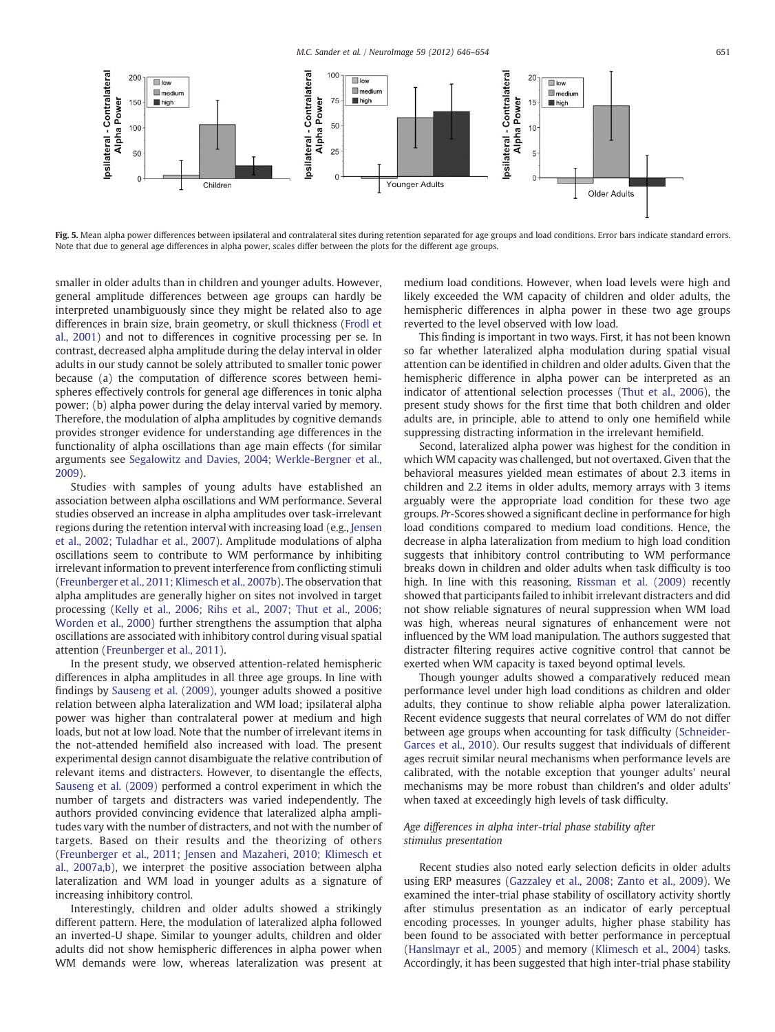Fig. 5. Mean alpha power differences between ipsilateral and contralateral sites during retention separated for age groups and load conditions. Error bars indicate standard errors. Note that due to general age differences in alpha power, scales differ between the plots for the different age groups.

smaller in older adults than in children and younger adults. However, general amplitude differences between age groups can hardly be interpreted unambiguously since they might be related also to age differences in brain size, brain geometry, or skull thickness (Frodl et al., 2001) and not to differences in cognitive processing per se. In contrast, decreased alpha amplitude during the delay interval in older adults in our study cannot be solely attributed to smaller tonic power because (a) the computation of difference scores between hemispheres effectively controls for general age differences in tonic alpha power; (b) alpha power during the delay interval varied by memory. Therefore, the modulation of alpha amplitudes by cognitive demands provides stronger evidence for understanding age differences in the functionality of alpha oscillations than age main effects (for similar arguments see Segalowitz and Davies, 2004; Werkle-Bergner et al., 2009).

Studies with samples of young adults have established an association between alpha oscillations and WM performance. Several studies observed an increase in alpha amplitudes over task-irrelevant regions during the retention interval with increasing load (e.g., Jensen et al., 2002; Tuladhar et al., 2007). Amplitude modulations of alpha oscillations seem to contribute to WM performance by inhibiting irrelevant information to prevent interference from conflicting stimuli (Freunberger et al., 2011; Klimesch et al., 2007b). The observation that alpha amplitudes are generally higher on sites not involved in target processing (Kelly et al., 2006; Rihs et al., 2007; Thut et al., 2006; Worden et al., 2000) further strengthens the assumption that alpha oscillations are associated with inhibitory control during visual spatial attention (Freunberger et al., 2011).

In the present study, we observed attention-related hemispheric differences in alpha amplitudes in all three age groups. In line with findings by Sauseng et al. (2009), younger adults showed a positive relation between alpha lateralization and WM load; ipsilateral alpha power was higher than contralateral power at medium and high loads, but not at low load. Note that the number of irrelevant items in the not-attended hemifield also increased with load. The present experimental design cannot disambiguate the relative contribution of relevant items and distracters. However, to disentangle the effects, Sauseng et al. (2009) performed a control experiment in which the number of targets and distracters was varied independently. The authors provided convincing evidence that lateralized alpha amplitudes vary with the number of distracters, and not with the number of targets. Based on their results and the theorizing of others (Freunberger et al., 2011; Jensen and Mazaheri, 2010; Klimesch et al., 2007a,b), we interpret the positive association between alpha lateralization and WM load in younger adults as a signature of increasing inhibitory control.

Interestingly, children and older adults showed a strikingly different pattern. Here, the modulation of lateralized alpha followed an inverted-U shape. Similar to younger adults, children and older adults did not show hemispheric differences in alpha power when WM demands were low, whereas lateralization was present at medium load conditions. However, when load levels were high and likely exceeded the WM capacity of children and older adults, the hemispheric differences in alpha power in these two age groups reverted to the level observed with low load.

This finding is important in two ways. First, it has not been known so far whether lateralized alpha modulation during spatial visual attention can be identified in children and older adults. Given that the hemispheric difference in alpha power can be interpreted as an indicator of attentional selection processes (Thut et al., 2006), the present study shows for the first time that both children and older adults are, in principle, able to attend to only one hemifield while suppressing distracting information in the irrelevant hemifield.

Second, lateralized alpha power was highest for the condition in which WM capacity was challenged, but not overtaxed. Given that the behavioral measures yielded mean estimates of about 2.3 items in children and 2.2 items in older adults, memory arrays with 3 items arguably were the appropriate load condition for these two age groups. *Pr*-Scores showed a significant decline in performance for high load conditions compared to medium load conditions. Hence, the decrease in alpha lateralization from medium to high load condition suggests that inhibitory control contributing to WM performance breaks down in children and older adults when task difficulty is too high. In line with this reasoning, Rissman et al. (2009) recently showed that participants failed to inhibit irrelevant distracters and did not show reliable signatures of neural suppression when WM load was high, whereas neural signatures of enhancement were not influenced by the WM load manipulation. The authors suggested that distracter filtering requires active cognitive control that cannot be exerted when WM capacity is taxed beyond optimal levels.

Though younger adults showed a comparatively reduced mean performance level under high load conditions as children and older adults, they continue to show reliable alpha power lateralization. Recent evidence suggests that neural correlates of WM do not differ between age groups when accounting for task difficulty (Schneider-Garces et al., 2010). Our results suggest that individuals of different ages recruit similar neural mechanisms when performance levels are calibrated, with the notable exception that younger adults' neural mechanisms may be more robust than children's and older adults' when taxed at exceedingly high levels of task difficulty.

### *Age differences in alpha inter-trial phase stability after stimulus presentation*

Recent studies also noted early selection deficits in older adults using ERP measures (Gazzaley et al., 2008; Zanto et al., 2009). We examined the inter-trial phase stability of oscillatory activity shortly after stimulus presentation as an indicator of early perceptual encoding processes. In younger adults, higher phase stability has been found to be associated with better performance in perceptual (Hanslmayr et al., 2005) and memory (Klimesch et al., 2004) tasks. Accordingly, it has been suggested that high inter-trial phase stability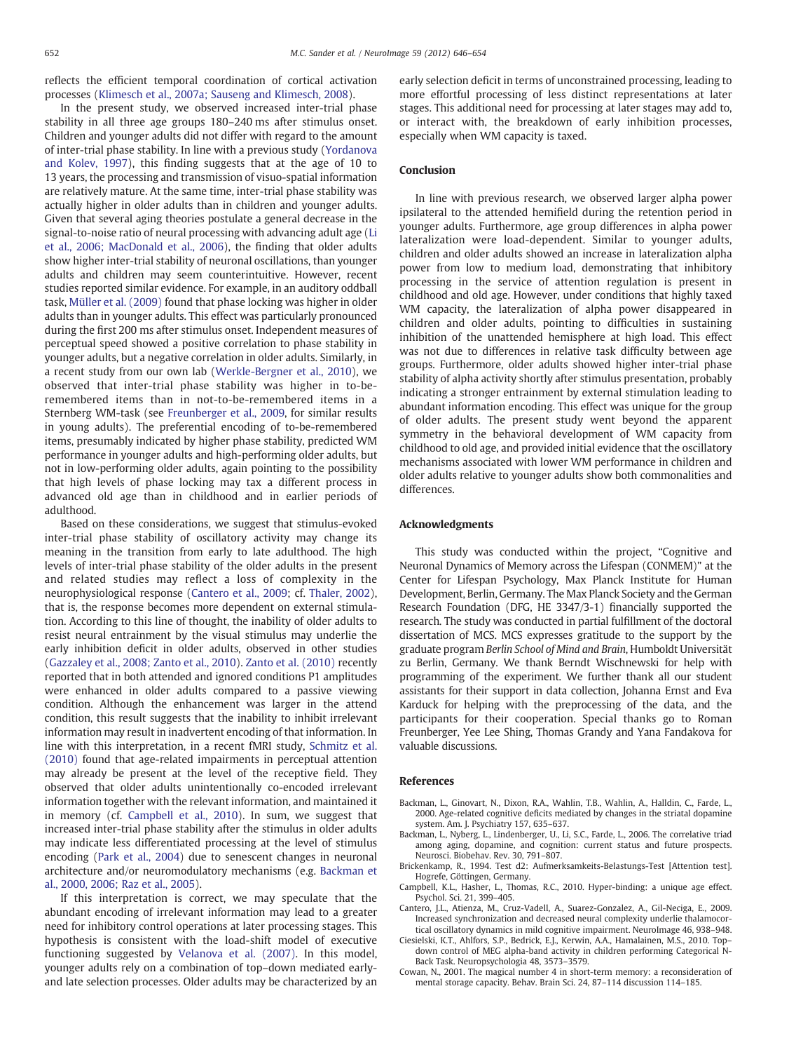reflects the efficient temporal coordination of cortical activation processes (Klimesch et al., 2007a; Sauseng and Klimesch, 2008).

In the present study, we observed increased inter-trial phase stability in all three age groups 180–240 ms after stimulus onset. Children and younger adults did not differ with regard to the amount of inter-trial phase stability. In line with a previous study (Yordanova and Kolev, 1997), this finding suggests that at the age of 10 to 13 years, the processing and transmission of visuo-spatial information are relatively mature. At the same time, inter-trial phase stability was actually higher in older adults than in children and younger adults. Given that several aging theories postulate a general decrease in the signal-to-noise ratio of neural processing with advancing adult age (Li et al., 2006; MacDonald et al., 2006), the finding that older adults show higher inter-trial stability of neuronal oscillations, than younger adults and children may seem counterintuitive. However, recent studies reported similar evidence. For example, in an auditory oddball task, Müller et al. (2009) found that phase locking was higher in older adults than in younger adults. This effect was particularly pronounced during the first 200 ms after stimulus onset. Independent measures of perceptual speed showed a positive correlation to phase stability in younger adults, but a negative correlation in older adults. Similarly, in a recent study from our own lab (Werkle-Bergner et al., 2010), we observed that inter-trial phase stability was higher in to-be-remembered items than in not-to-be-remembered items in a Sternberg WM-task (see Freunberger et al., 2009, for similar results in young adults). The preferential encoding of to-be-remembered items, presumably indicated by higher phase stability, predicted WM performance in younger adults and high-performing older adults, but not in low-performing older adults, again pointing to the possibility that high levels of phase locking may tax a different process in advanced old age than in childhood and in earlier periods of adulthood.

Based on these considerations, we suggest that stimulus-evoked inter-trial phase stability of oscillatory activity may change its meaning in the transition from early to late adulthood. The high levels of inter-trial phase stability of the older adults in the present and related studies may reflect a loss of complexity in the neurophysiological response (Cantero et al., 2009; cf. Thaler, 2002), that is, the response becomes more dependent on external stimulation. According to this line of thought, the inability of older adults to resist neural entrainment by the visual stimulus may underlie the early inhibition deficit in older adults, observed in other studies (Gazzaley et al., 2008; Zanto et al., 2010). Zanto et al. (2010) recently reported that in both attended and ignored conditions P1 amplitudes were enhanced in older adults compared to a passive viewing condition. Although the enhancement was larger in the attend condition, this result suggests that the inability to inhibit irrelevant information may result in inadvertent encoding of that information. In line with this interpretation, in a recent fMRI study, Schmitz et al. (2010) found that age-related impairments in perceptual attention may already be present at the level of the receptive field. They observed that older adults unintentionally co-encoded irrelevant information together with the relevant information, and maintained it in memory (cf. Campbell et al., 2010). In sum, we suggest that increased inter-trial phase stability after the stimulus in older adults may indicate less differentiated processing at the level of stimulus encoding (Park et al., 2004) due to senescent changes in neuronal architecture and/or neuromodulatory mechanisms (e.g. Backman et al., 2000, 2006; Raz et al., 2005).

If this interpretation is correct, we may speculate that the abundant encoding of irrelevant information may lead to a greater need for inhibitory control operations at later processing stages. This hypothesis is consistent with the load-shift model of executive functioning suggested by Velanova et al. (2007). In this model, younger adults rely on a combination of top–down mediated early- and late selection processes. Older adults may be characterized by an early selection deficit in terms of unconstrained processing, leading to more effortful processing of less distinct representations at later stages. This additional need for processing at later stages may add to, or interact with, the breakdown of early inhibition processes, especially when WM capacity is taxed.

## Conclusion

In line with previous research, we observed larger alpha power ipsilateral to the attended hemifield during the retention period in younger adults. Furthermore, age group differences in alpha power lateralization were load-dependent. Similar to younger adults, children and older adults showed an increase in lateralization alpha power from low to medium load, demonstrating that inhibitory processing in the service of attention regulation is present in childhood and old age. However, under conditions that highly taxed WM capacity, the lateralization of alpha power disappeared in children and older adults, pointing to difficulties in sustaining inhibition of the unattended hemisphere at high load. This effect was not due to differences in relative task difficulty between age groups. Furthermore, older adults showed higher inter-trial phase stability of alpha activity shortly after stimulus presentation, probably indicating a stronger entrainment by external stimulation leading to abundant information encoding. This effect was unique for the group of older adults. The present study went beyond the apparent symmetry in the behavioral development of WM capacity from childhood to old age, and provided initial evidence that the oscillatory mechanisms associated with lower WM performance in children and older adults relative to younger adults show both commonalities and differences.

## Acknowledgments

This study was conducted within the project, "Cognitive and Neuronal Dynamics of Memory across the Lifespan (CONMEM)" at the Center for Lifespan Psychology, Max Planck Institute for Human Development, Berlin, Germany. The Max Planck Society and the German Research Foundation (DFG, HE 3347/3-1) financially supported the research. The study was conducted in partial fulfillment of the doctoral dissertation of MCS. MCS expresses gratitude to the support by the graduate program *Berlin School of Mind and Brain*, Humboldt Universität zu Berlin, Germany. We thank Berndt Wischnewski for help with programming of the experiment. We further thank all our student assistants for their support in data collection, Johanna Ernst and Eva Karduck for helping with the preprocessing of the data, and the participants for their cooperation. Special thanks go to Roman Freunberger, Yee Lee Shing, Thomas Grandy and Yana Fandakova for valuable discussions.

## References

Backman, L., Ginovart, N., Dixon, R.A., Wahlin, T.B., Wahlin, A., Halldin, C., Farde, L., 2000. Age-related cognitive deficits mediated by changes in the striatal dopamine system. Am. J. Psychiatry 157, 635–637.

Backman, L., Nyberg, L., Lindenberger, U., Li, S.C., Farde, L., 2006. The correlative triad among aging, dopamine, and cognition: current status and future prospects. Neurosci. Biobehav. Rev. 30, 791–807.

Brickenkamp, R., 1994. Test d2: Aufmerksamkeits-Belastungs-Test [Attention test]. Hogrefe, Göttingen, Germany.

Campbell, K.L., Hasher, L., Thomas, R.C., 2010. Hyper-binding: a unique age effect. Psychol. Sci. 21, 399–405.

Cantero, J.L., Atienza, M., Cruz-Vadell, A., Suarez-Gonzalez, A., Gil-Neciga, E., 2009. Increased synchronization and decreased neural complexity underlie thalamocortical oscillatory dynamics in mild cognitive impairment. NeuroImage 46, 938–948.

Ciesielski, K.T., Ahlfors, S.P., Bedrick, E.J., Kerwin, A.A., Hamalainen, M.S., 2010. Top–down control of MEG alpha-band activity in children performing Categorical N-Back Task. Neuropsychologia 48, 3573–3579.

Cowan, N., 2001. The magical number 4 in short-term memory: a reconsideration of mental storage capacity. Behav. Brain Sci. 24, 87–114 discussion 114–185.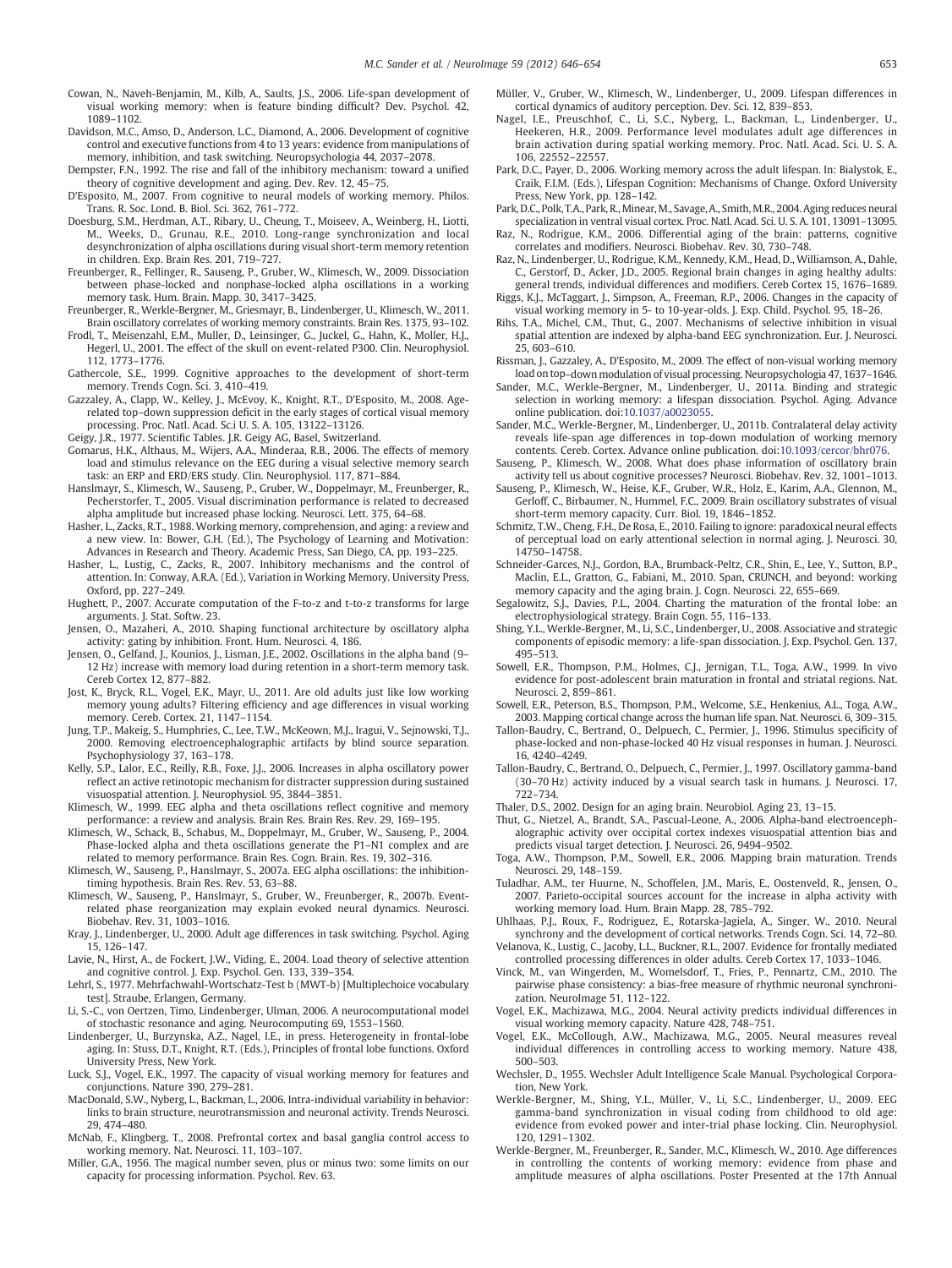Cowan, N., Naveh-Benjamin, M., Kilb, A., Saults, J.S., 2006. Life-span development of visual working memory: when is feature binding difficult? Dev. Psychol. 42, 1089–1102.

Davidson, M.C., Amso, D., Anderson, L.C., Diamond, A., 2006. Development of cognitive control and executive functions from 4 to 13 years: evidence from manipulations of memory, inhibition, and task switching. Neuropsychologia 44, 2037–2078.

Dempster, F.N., 1992. The rise and fall of the inhibitory mechanism: toward a unified theory of cognitive development and aging. Dev. Rev. 12, 45–75.

D'Esposito, M., 2007. From cognitive to neural models of working memory. Philos. Trans. R. Soc. Lond. B. Biol. Sci. 362, 761–772.

Doesburg, S.M., Herdman, A.T., Ribary, U., Cheung, T., Moiseev, A., Weinberg, H., Liotti, M., Weeks, D., Grunau, R.E., 2010. Long-range synchronization and local desynchronization of alpha oscillations during visual short-term memory retention in children. Exp. Brain Res. 201, 719–727.

Freunberger, R., Fellinger, R., Sauseng, P., Gruber, W., Klimesch, W., 2009. Dissociation between phase-locked and nonphase-locked alpha oscillations in a working memory task. Hum. Brain. Mapp. 30, 3417–3425.

Freunberger, R., Werkle-Bergner, M., Griesmayr, B., Lindenberger, U., Klimesch, W., 2011. Brain oscillatory correlates of working memory constraints. Brain Res. 1375, 93–102.

Frodl, T., Meisenzahl, E.M., Muller, D., Leinsinger, G., Juckel, G., Hahn, K., Moller, H.J., Hegerl, U., 2001. The effect of the skull on event-related P300. Clin. Neurophysiol. 112, 1773–1776.

Gathercole, S.E., 1999. Cognitive approaches to the development of short-term memory. Trends Cogn. Sci. 3, 410–419.

Gazzaley, A., Clapp, W., Kelley, J., McEvoy, K., Knight, R.T., D'Esposito, M., 2008. Age-related top–down suppression deficit in the early stages of cortical visual memory processing. Proc. Natl. Acad. Sc.i U. S. A. 105, 13122–13126.

Geigy, J.R., 1977. Scientific Tables. J.R. Geigy AG, Basel, Switzerland.

Gomarus, H.K., Althaus, M., Wijers, A.A., Minderaa, R.B., 2006. The effects of memory load and stimulus relevance on the EEG during a visual selective memory search task: an ERP and ERD/ERS study. Clin. Neurophysiol. 117, 871–884.

Hanslmayr, S., Klimesch, W., Sauseng, P., Gruber, W., Doppelmayr, M., Freunberger, R., Pecherstorfer, T., 2005. Visual discrimination performance is related to decreased alpha amplitude but increased phase locking. Neurosci. Lett. 375, 64–68.

Hasher, L., Zacks, R.T., 1988. Working memory, comprehension, and aging: a review and a new view. In: Bower, G.H. (Ed.), The Psychology of Learning and Motivation: Advances in Research and Theory. Academic Press, San Diego, CA, pp. 193–225.

Hasher, L., Lustig, C., Zacks, R., 2007. Inhibitory mechanisms and the control of attention. In: Conway, A.R.A. (Ed.), Variation in Working Memory. University Press, Oxford, pp. 227–249.

Hughett, P., 2007. Accurate computation of the F-to-z and t-to-z transforms for large arguments. J. Stat. Softw. 23.

Jensen, O., Mazaheri, A., 2010. Shaping functional architecture by oscillatory alpha activity: gating by inhibition. Front. Hum. Neurosci. 4, 186.

Jensen, O., Gelfand, J., Kounios, J., Lisman, J.E., 2002. Oscillations in the alpha band (9–12 Hz) increase with memory load during retention in a short-term memory task. Cereb Cortex 12, 877–882.

Jost, K., Bryck, R.L., Vogel, E.K., Mayr, U., 2011. Are old adults just like low working memory young adults? Filtering efficiency and age differences in visual working memory. Cereb. Cortex. 21, 1147–1154.

Jung, T.P., Makeig, S., Humphries, C., Lee, T.W., McKeown, M.J., Iragui, V., Sejnowski, T.J., 2000. Removing electroencephalographic artifacts by blind source separation. Psychophysiology 37, 163–178.

Kelly, S.P., Lalor, E.C., Reilly, R.B., Foxe, J.J., 2006. Increases in alpha oscillatory power reflect an active retinotopic mechanism for distracter suppression during sustained visuospatial attention. J. Neurophysiol. 95, 3844–3851.

Klimesch, W., 1999. EEG alpha and theta oscillations reflect cognitive and memory performance: a review and analysis. Brain Res. Brain Res. Rev. 29, 169–195.

Klimesch, W., Schack, B., Schabus, M., Doppelmayr, M., Gruber, W., Sauseng, P., 2004. Phase-locked alpha and theta oscillations generate the P1–N1 complex and are related to memory performance. Brain Res. Cogn. Brain. Res. 19, 302–316.

Klimesch, W., Sauseng, P., Hanslmayr, S., 2007a. EEG alpha oscillations: the inhibition-timing hypothesis. Brain Res. Rev. 53, 63–88.

Klimesch, W., Sauseng, P., Hanslmayr, S., Gruber, W., Freunberger, R., 2007b. Event-related phase reorganization may explain evoked neural dynamics. Neurosci. Biobehav. Rev. 31, 1003–1016.

Kray, J., Lindenberger, U., 2000. Adult age differences in task switching. Psychol. Aging 15, 126–147.

Lavie, N., Hirst, A., de Fockert, J.W., Viding, E., 2004. Load theory of selective attention and cognitive control. J. Exp. Psychol. Gen. 133, 339–354.

Lehrl, S., 1977. Mehrfachwahl-Wortschatz-Test b (MWT-b) [Multiplechoice vocabulary test]. Straube, Erlangen, Germany.

Li, S.-C., von Oertzen, Timo, Lindenberger, Ulman, 2006. A neurocomputational model of stochastic resonance and aging. Neurocomputing 69, 1553–1560.

Lindenberger, U., Burzynska, A.Z., Nagel, I.E., in press. Heterogeneity in frontal-lobe aging. In: Stuss, D.T., Knight, R.T. (Eds.), Principles of frontal lobe functions. Oxford University Press, New York.

Luck, S.J., Vogel, E.K., 1997. The capacity of visual working memory for features and conjunctions. Nature 390, 279–281.

MacDonald, S.W., Nyberg, L., Backman, L., 2006. Intra-individual variability in behavior: links to brain structure, neurotransmission and neuronal activity. Trends Neurosci. 29, 474–480.

McNab, F., Klingberg, T., 2008. Prefrontal cortex and basal ganglia control access to working memory. Nat. Neurosci. 11, 103–107.

Miller, G.A., 1956. The magical number seven, plus or minus two: some limits on our capacity for processing information. Psychol. Rev. 63.

Müller, V., Gruber, W., Klimesch, W., Lindenberger, U., 2009. Lifespan differences in cortical dynamics of auditory perception. Dev. Sci. 12, 839–853.

Nagel, I.E., Preuschhof, C., Li, S.C., Nyberg, L., Backman, L., Lindenberger, U., Heekeren, H.R., 2009. Performance level modulates adult age differences in brain activation during spatial working memory. Proc. Natl. Acad. Sci. U. S. A. 106, 22552–22557.

Park, D.C., Payer, D., 2006. Working memory across the adult lifespan. In: Bialystok, E., Craik, F.I.M. (Eds.), Lifespan Cognition: Mechanisms of Change. Oxford University Press, New York, pp. 128–142.

Park, D.C., Polk, T.A., Park, R., Minear, M., Savage, A., Smith, M.R., 2004. Aging reduces neural specialization in ventral visual cortex. Proc. Natl. Acad. Sci. U. S. A. 101, 13091–13095.

Raz, N., Rodrigue, K.M., 2006. Differential aging of the brain: patterns, cognitive correlates and modifiers. Neurosci. Biobehav. Rev. 30, 730–748.

Raz, N., Lindenberger, U., Rodrigue, K.M., Kennedy, K.M., Head, D., Williamson, A., Dahle, C., Gerstorf, D., Acker, J.D., 2005. Regional brain changes in aging healthy adults: general trends, individual differences and modifiers. Cereb Cortex 15, 1676–1689.

Riggs, K.J., McTaggart, J., Simpson, A., Freeman, R.P., 2006. Changes in the capacity of visual working memory in 5- to 10-year-olds. J. Exp. Child. Psychol. 95, 18–26.

Rihs, T.A., Michel, C.M., Thut, G., 2007. Mechanisms of selective inhibition in visual spatial attention are indexed by alpha-band EEG synchronization. Eur. J. Neurosci. 25, 603–610.

Rissman, J., Gazzaley, A., D'Esposito, M., 2009. The effect of non-visual working memory load on top–down modulation of visual processing. Neuropsychologia 47, 1637–1646.

Sander, M.C., Werkle-Bergner, M., Lindenberger, U., 2011a. Binding and strategic selection in working memory: a lifespan dissociation. Psychol. Aging. Advance online publication. doi:10.1037/a0023055.

Sander, M.C., Werkle-Bergner, M., Lindenberger, U., 2011b. Contralateral delay activity reveals life-span age differences in top-down modulation of working memory contents. Cereb. Cortex. Advance online publication. doi:10.1093/cercor/bhr076.

Sauseng, P., Klimesch, W., 2008. What does phase information of oscillatory brain activity tell us about cognitive processes? Neurosci. Biobehav. Rev. 32, 1001–1013.

Sauseng, P., Klimesch, W., Heise, K.F., Gruber, W.R., Holz, E., Karim, A.A., Glennon, M., Gerloff, C., Birbaumer, N., Hummel, F.C., 2009. Brain oscillatory substrates of visual short-term memory capacity. Curr. Biol. 19, 1846–1852.

Schmitz, T.W., Cheng, F.H., De Rosa, E., 2010. Failing to ignore: paradoxical neural effects of perceptual load on early attentional selection in normal aging. J. Neurosci. 30, 14750–14758.

Schneider-Garces, N.J., Gordon, B.A., Brumback-Peltz, C.R., Shin, E., Lee, Y., Sutton, B.P., Maclin, E.L., Gratton, G., Fabiani, M., 2010. Span, CRUNCH, and beyond: working memory capacity and the aging brain. J. Cogn. Neurosci. 22, 655–669.

Segalowitz, S.J., Davies, P.L., 2004. Charting the maturation of the frontal lobe: an electrophysiological strategy. Brain Cogn. 55, 116–133.

Shing, Y.L., Werkle-Bergner, M., Li, S.C., Lindenberger, U., 2008. Associative and strategic components of episodic memory: a life-span dissociation. J. Exp. Psychol. Gen. 137, 495–513.

Sowell, E.R., Thompson, P.M., Holmes, C.J., Jernigan, T.L., Toga, A.W., 1999. In vivo evidence for post-adolescent brain maturation in frontal and striatal regions. Nat. Neurosci. 2, 859–861.

Sowell, E.R., Peterson, B.S., Thompson, P.M., Welcome, S.E., Henkenius, A.L., Toga, A.W., 2003. Mapping cortical change across the human life span. Nat. Neurosci. 6, 309–315.

Tallon-Baudry, C., Bertrand, O., Delpuech, C., Permier, J., 1996. Stimulus specificity of phase-locked and non-phase-locked 40 Hz visual responses in human. J. Neurosci. 16, 4240–4249.

Tallon-Baudry, C., Bertrand, O., Delpuech, C., Permier, J., 1997. Oscillatory gamma-band (30–70 Hz) activity induced by a visual search task in humans. J. Neurosci. 17, 722–734.

Thaler, D.S., 2002. Design for an aging brain. Neurobiol. Aging 23, 13–15.

Thut, G., Nietzel, A., Brandt, S.A., Pascual-Leone, A., 2006. Alpha-band electroencephalographic activity over occipital cortex indexes visuospatial attention bias and predicts visual target detection. J. Neurosci. 26, 9494–9502.

Toga, A.W., Thompson, P.M., Sowell, E.R., 2006. Mapping brain maturation. Trends Neurosci. 29, 148–159.

Tuladhar, A.M., ter Huurne, N., Schoffelen, J.M., Maris, E., Oostenveld, R., Jensen, O., 2007. Parieto-occipital sources account for the increase in alpha activity with working memory load. Hum. Brain Mapp. 28, 785–792.

Uhlhaas, P.J., Roux, F., Rodriguez, E., Rotarska-Jagiela, A., Singer, W., 2010. Neural synchrony and the development of cortical networks. Trends Cogn. Sci. 14, 72–80.

Velanova, K., Lustig, C., Jacoby, L.L., Buckner, R.L., 2007. Evidence for frontally mediated controlled processing differences in older adults. Cereb Cortex 17, 1033–1046.

Vinck, M., van Wingerden, M., Womelsdorf, T., Fries, P., Pennartz, C.M., 2010. The pairwise phase consistency: a bias-free measure of rhythmic neuronal synchronization. NeuroImage 51, 112–122.

Vogel, E.K., Machizawa, M.G., 2004. Neural activity predicts individual differences in visual working memory capacity. Nature 428, 748–751.

Vogel, E.K., McCollough, A.W., Machizawa, M.G., 2005. Neural measures reveal individual differences in controlling access to working memory. Nature 438, 500–503.

Wechsler, D., 1955. Wechsler Adult Intelligence Scale Manual. Psychological Corporation, New York.

Werkle-Bergner, M., Shing, Y.L., Müller, V., Li, S.C., Lindenberger, U., 2009. EEG gamma-band synchronization in visual coding from childhood to old age: evidence from evoked power and inter-trial phase locking. Clin. Neurophysiol. 120, 1291–1302.

Werkle-Bergner, M., Freunberger, R., Sander, M.C., Klimesch, W., 2010. Age differences in controlling the contents of working memory: evidence from phase and amplitude measures of alpha oscillations. Poster Presented at the 17th Annual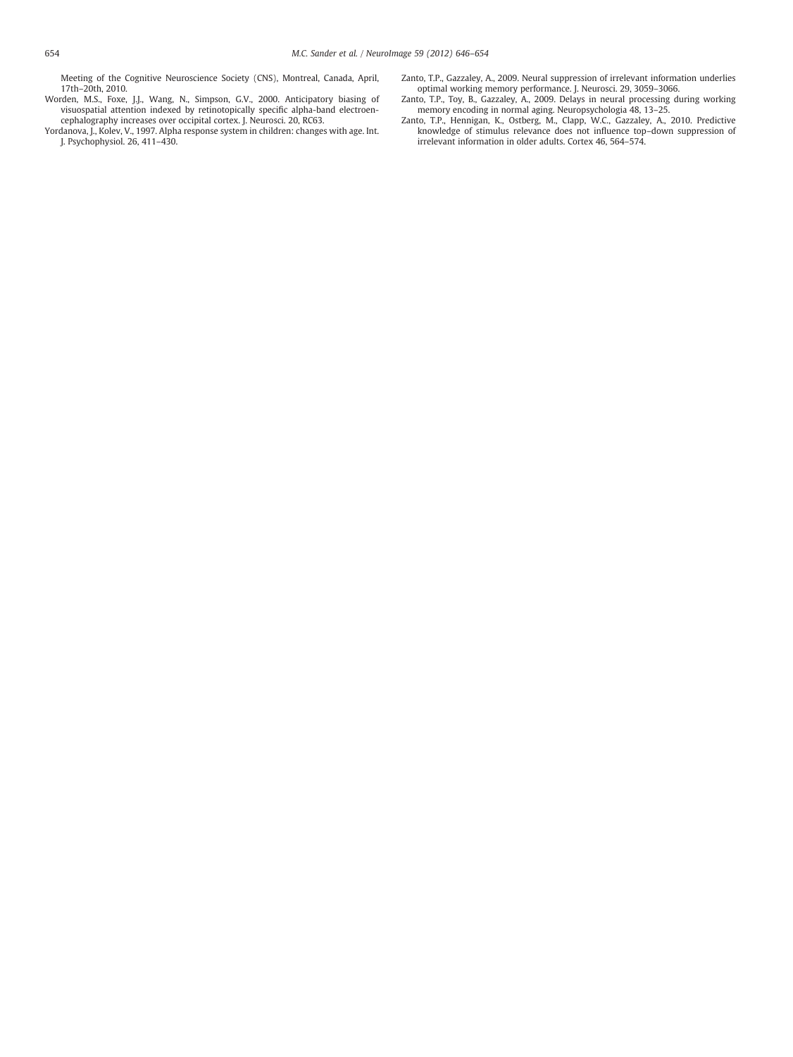Meeting of the Cognitive Neuroscience Society (CNS), Montreal, Canada, April, 17th–20th, 2010.

Worden, M.S., Foxe, J.J., Wang, N., Simpson, G.V., 2000. Anticipatory biasing of visuospatial attention indexed by retinotopically specific alpha-band electroencephalography increases over occipital cortex. J. Neurosci. 20, RC63.

Yordanova, J., Kolev, V., 1997. Alpha response system in children: changes with age. Int. J. Psychophysiol. 26, 411–430.

Zanto, T.P., Gazzaley, A., 2009. Neural suppression of irrelevant information underlies optimal working memory performance. J. Neurosci. 29, 3059–3066.

Zanto, T.P., Toy, B., Gazzaley, A., 2009. Delays in neural processing during working memory encoding in normal aging. Neuropsychologia 48, 13–25.

Zanto, T.P., Hennigan, K., Ostberg, M., Clapp, W.C., Gazzaley, A., 2010. Predictive knowledge of stimulus relevance does not influence top–down suppression of irrelevant information in older adults. Cortex 46, 564–574.